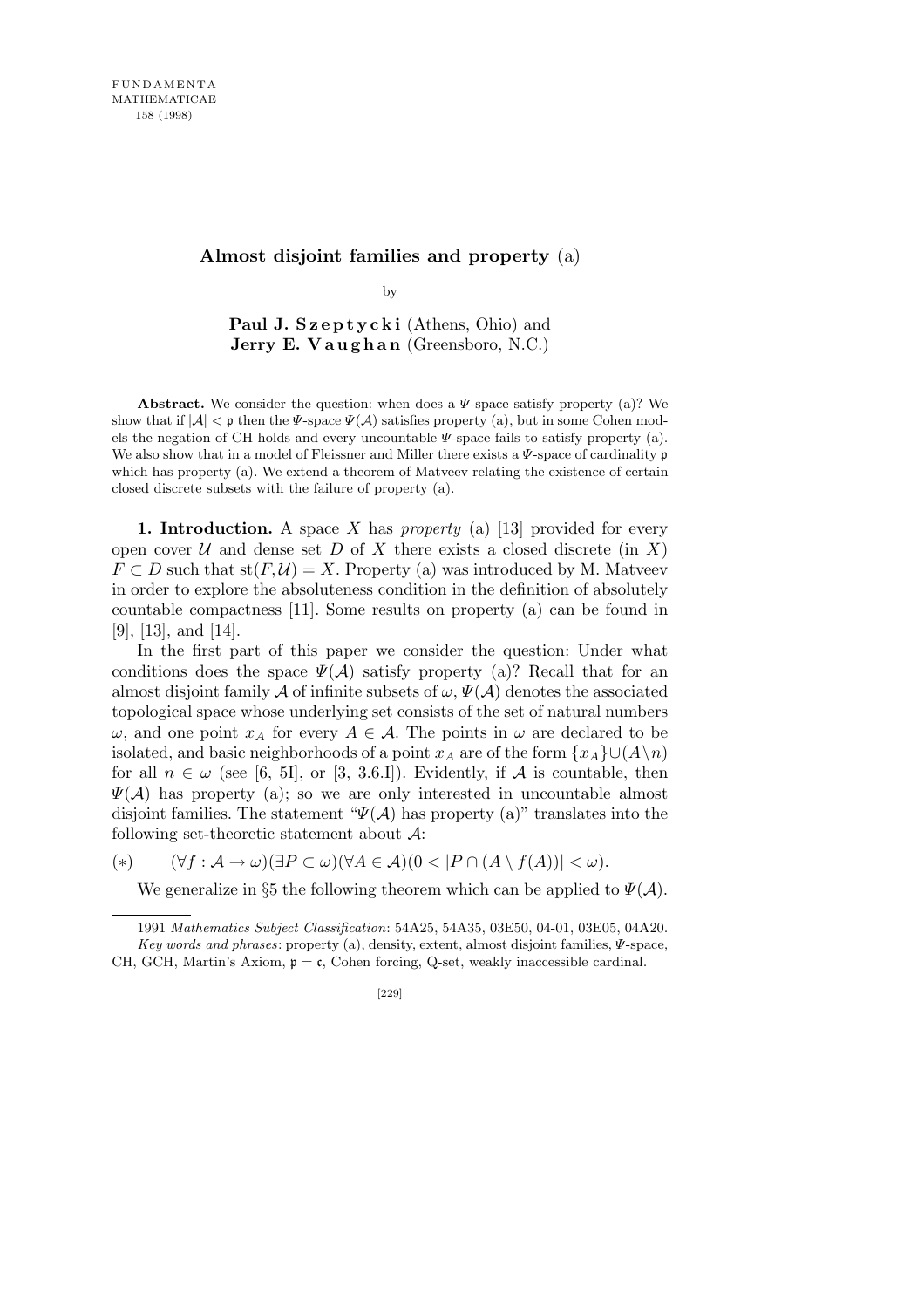FUNDAMENTA MATHEMATICAE 158 (1998)

# Almost disjoint families and property (a)

by

**Paul J. Szeptycki** (Athens, Ohio) and **Jerry E. Vaughan** (Greensboro, N.C.)

**Abstract.** We consider the question: when does a $\Psi$-space satisfy property (a)? We show that if $|\mathcal{A}| < \mathfrak{p}$ then the $\Psi$-space $\Psi(\mathcal{A})$ satisfies property (a), but in some Cohen models the negation of CH holds and every uncountable $\Psi$-space fails to satisfy property (a). We also show that in a model of Fleissner and Miller there exists a $\Psi$-space of cardinality $\mathfrak{p}$ which has property (a). We extend a theorem of Matveev relating the existence of certain closed discrete subsets with the failure of property (a).

**1. Introduction.** A space $X$ has *property* (a) [13] provided for every open cover $\mathcal{U}$ and dense set $D$ of $X$ there exists a closed discrete (in $X$) $F \subset D$ such that $\mathrm{st}(F, \mathcal{U}) = X$. Property (a) was introduced by M. Matveev in order to explore the absoluteness condition in the definition of absolutely countable compactness [11]. Some results on property (a) can be found in [9], [13], and [14].

In the first part of this paper we consider the question: Under what conditions does the space $\Psi(\mathcal{A})$ satisfy property (a)? Recall that for an almost disjoint family $\mathcal{A}$ of infinite subsets of $\omega$, $\Psi(\mathcal{A})$ denotes the associated topological space whose underlying set consists of the set of natural numbers $\omega$, and one point $x_A$ for every $A \in \mathcal{A}$. The points in $\omega$ are declared to be isolated, and basic neighborhoods of a point $x_A$ are of the form $\{x_A\} \cup (A \setminus n)$ for all $n \in \omega$ (see [6, 5I], or [3, 3.6.I]). Evidently, if $\mathcal{A}$ is countable, then $\Psi(\mathcal{A})$ has property (a); so we are only interested in uncountable almost disjoint families. The statement "$\Psi(\mathcal{A})$ has property (a)" translates into the following set-theoretic statement about $\mathcal{A}$:

$$(*) \qquad (\forall f : \mathcal{A} \to \omega)(\exists P \subset \omega)(\forall A \in \mathcal{A})(0 < |P \cap (A \setminus f(A))| < \omega).$$

We generalize in §5 the following theorem which can be applied to $\Psi(\mathcal{A})$.

---

1991 *Mathematics Subject Classification*: 54A25, 54A35, 03E50, 04-01, 03E05, 04A20.

*Key words and phrases*: property (a), density, extent, almost disjoint families, $\Psi$-space, CH, GCH, Martin's Axiom, $\mathfrak{p} = \mathfrak{c}$, Cohen forcing, Q-set, weakly inaccessible cardinal.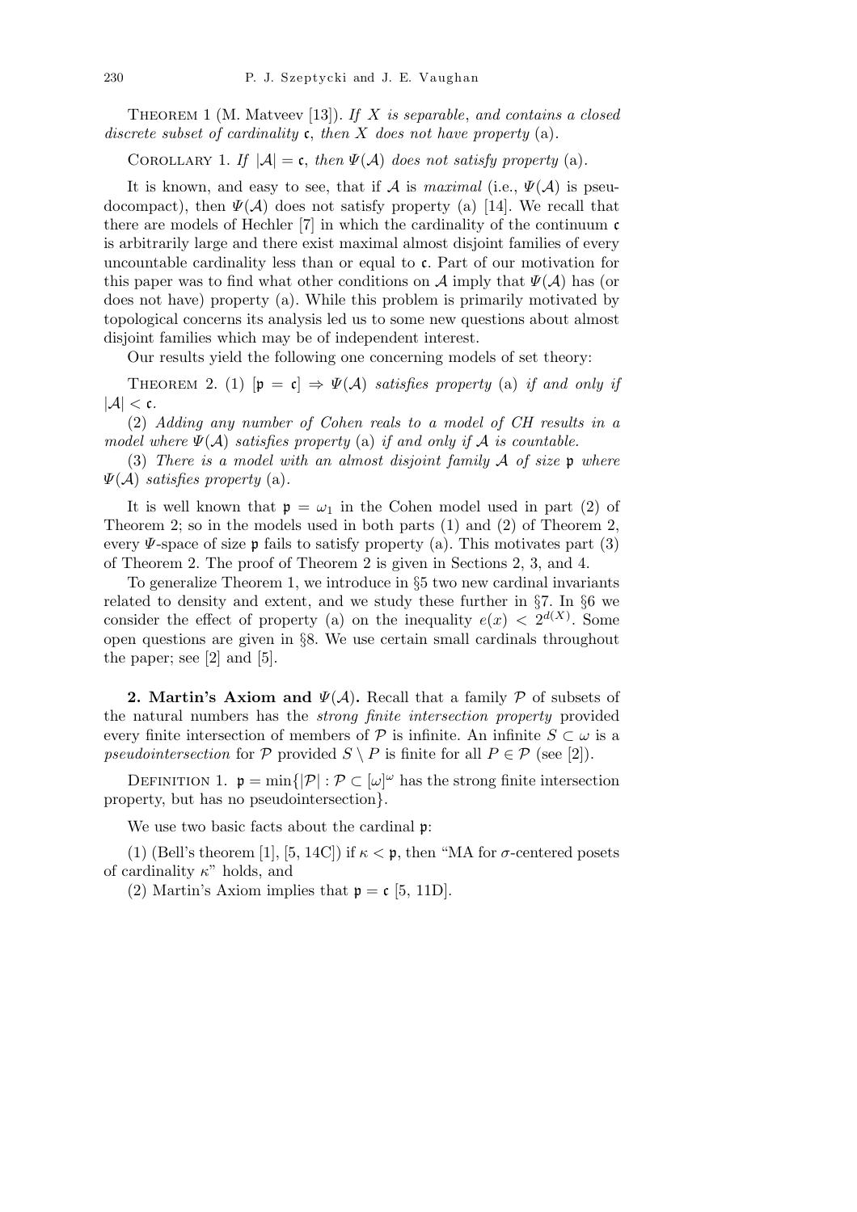THEOREM 1 (M. Matveev [13]). *If $X$ is separable, and contains a closed discrete subset of cardinality $\mathfrak{c}$, then $X$ does not have property* (a).

COROLLARY 1. *If $|\mathcal{A}| = \mathfrak{c}$, then $\Psi(\mathcal{A})$ does not satisfy property* (a).

It is known, and easy to see, that if $\mathcal{A}$ is *maximal* (i.e., $\Psi(\mathcal{A})$ is pseudocompact), then $\Psi(\mathcal{A})$ does not satisfy property (a) [14]. We recall that there are models of Hechler [7] in which the cardinality of the continuum $\mathfrak{c}$ is arbitrarily large and there exist maximal almost disjoint families of every uncountable cardinality less than or equal to $\mathfrak{c}$. Part of our motivation for this paper was to find what other conditions on $\mathcal{A}$ imply that $\Psi(\mathcal{A})$ has (or does not have) property (a). While this problem is primarily motivated by topological concerns its analysis led us to some new questions about almost disjoint families which may be of independent interest.

Our results yield the following one concerning models of set theory:

THEOREM 2. (1) $[\mathfrak{p} = \mathfrak{c}] \Rightarrow \Psi(\mathcal{A})$ *satisfies property* (a) *if and only if* $|\mathcal{A}| < \mathfrak{c}$.

(2) *Adding any number of Cohen reals to a model of CH results in a model where $\Psi(\mathcal{A})$ satisfies property* (a) *if and only if $\mathcal{A}$ is countable.*

(3) *There is a model with an almost disjoint family $\mathcal{A}$ of size $\mathfrak{p}$ where $\Psi(\mathcal{A})$ satisfies property* (a).

It is well known that $\mathfrak{p} = \omega_1$ in the Cohen model used in part (2) of Theorem 2; so in the models used in both parts (1) and (2) of Theorem 2, every $\Psi$-space of size $\mathfrak{p}$ fails to satisfy property (a). This motivates part (3) of Theorem 2. The proof of Theorem 2 is given in Sections 2, 3, and 4.

To generalize Theorem 1, we introduce in §5 two new cardinal invariants related to density and extent, and we study these further in §7. In §6 we consider the effect of property (a) on the inequality $e(x) < 2^{d(X)}$. Some open questions are given in §8. We use certain small cardinals throughout the paper; see [2] and [5].

**2. Martin's Axiom and $\Psi(\mathcal{A})$.** Recall that a family $\mathcal{P}$ of subsets of the natural numbers has the *strong finite intersection property* provided every finite intersection of members of $\mathcal{P}$ is infinite. An infinite $S \subset \omega$ is a *pseudointersection* for $\mathcal{P}$ provided $S \setminus P$ is finite for all $P \in \mathcal{P}$ (see [2]).

DEFINITION 1. $\mathfrak{p} = \min\{|\mathcal{P}| : \mathcal{P} \subset [\omega]^\omega$ has the strong finite intersection property, but has no pseudointersection$\}$.

We use two basic facts about the cardinal $\mathfrak{p}$:

(1) (Bell's theorem [1], [5, 14C]) if $\kappa < \mathfrak{p}$, then "MA for $\sigma$-centered posets of cardinality $\kappa$" holds, and

(2) Martin's Axiom implies that $\mathfrak{p} = \mathfrak{c}$ [5, 11D].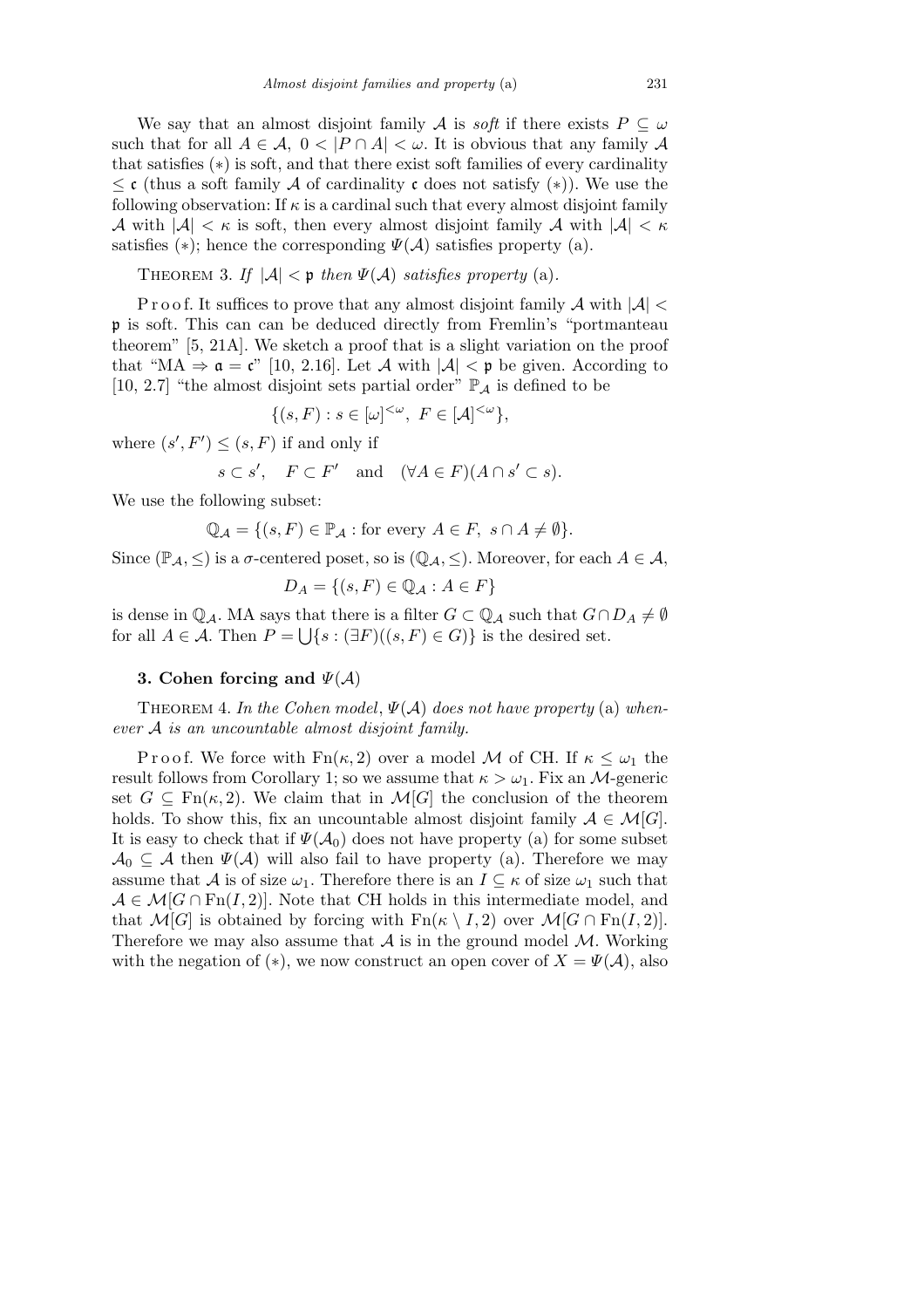We say that an almost disjoint family $\mathcal{A}$ is *soft* if there exists $P \subseteq \omega$ such that for all $A \in \mathcal{A}$, $0 < |P \cap A| < \omega$. It is obvious that any family $\mathcal{A}$ that satisfies $(*)$ is soft, and that there exist soft families of every cardinality $\leq \mathfrak{c}$ (thus a soft family $\mathcal{A}$ of cardinality $\mathfrak{c}$ does not satisfy $(*)$). We use the following observation: If $\kappa$ is a cardinal such that every almost disjoint family $\mathcal{A}$ with $|\mathcal{A}| < \kappa$ is soft, then every almost disjoint family $\mathcal{A}$ with $|\mathcal{A}| < \kappa$ satisfies $(*)$; hence the corresponding $\Psi(\mathcal{A})$ satisfies property (a).

THEOREM 3. *If* $|\mathcal{A}| < \mathfrak{p}$ *then* $\Psi(\mathcal{A})$ *satisfies property* (a).

Proof. It suffices to prove that any almost disjoint family $\mathcal{A}$ with $|\mathcal{A}| < \mathfrak{p}$ is soft. This can can be deduced directly from Fremlin's "portmanteau theorem" [5, 21A]. We sketch a proof that is a slight variation on the proof that "MA $\Rightarrow \mathfrak{a} = \mathfrak{c}$" [10, 2.16]. Let $\mathcal{A}$ with $|\mathcal{A}| < \mathfrak{p}$ be given. According to [10, 2.7] "the almost disjoint sets partial order" $\mathbb{P}_{\mathcal{A}}$ is defined to be

$$\{(s, F) : s \in [\omega]^{<\omega},\ F \in [\mathcal{A}]^{<\omega}\},$$

where $(s', F') \leq (s, F)$ if and only if

$$s \subset s', \quad F \subset F' \quad \text{and} \quad (\forall A \in F)(A \cap s' \subset s).$$

We use the following subset:

$$\mathbb{Q}_{\mathcal{A}} = \{(s, F) \in \mathbb{P}_{\mathcal{A}} : \text{for every } A \in F,\ s \cap A \neq \emptyset\}.$$

Since $(\mathbb{P}_{\mathcal{A}}, \leq)$ is a $\sigma$-centered poset, so is $(\mathbb{Q}_{\mathcal{A}}, \leq)$. Moreover, for each $A \in \mathcal{A}$,

$$D_A = \{(s, F) \in \mathbb{Q}_{\mathcal{A}} : A \in F\}$$

is dense in $\mathbb{Q}_{\mathcal{A}}$. MA says that there is a filter $G \subset \mathbb{Q}_{\mathcal{A}}$ such that $G \cap D_A \neq \emptyset$ for all $A \in \mathcal{A}$. Then $P = \bigcup\{s : (\exists F)((s, F) \in G)\}$ is the desired set.

## 3. Cohen forcing and $\Psi(\mathcal{A})$

THEOREM 4. *In the Cohen model*, $\Psi(\mathcal{A})$ *does not have property* (a) *whenever* $\mathcal{A}$ *is an uncountable almost disjoint family.*

Proof. We force with $\mathrm{Fn}(\kappa, 2)$ over a model $\mathcal{M}$ of CH. If $\kappa \leq \omega_1$ the result follows from Corollary 1; so we assume that $\kappa > \omega_1$. Fix an $\mathcal{M}$-generic set $G \subseteq \mathrm{Fn}(\kappa, 2)$. We claim that in $\mathcal{M}[G]$ the conclusion of the theorem holds. To show this, fix an uncountable almost disjoint family $\mathcal{A} \in \mathcal{M}[G]$. It is easy to check that if $\Psi(\mathcal{A}_0)$ does not have property (a) for some subset $\mathcal{A}_0 \subseteq \mathcal{A}$ then $\Psi(\mathcal{A})$ will also fail to have property (a). Therefore we may assume that $\mathcal{A}$ is of size $\omega_1$. Therefore there is an $I \subseteq \kappa$ of size $\omega_1$ such that $\mathcal{A} \in \mathcal{M}[G \cap \mathrm{Fn}(I, 2)]$. Note that CH holds in this intermediate model, and that $\mathcal{M}[G]$ is obtained by forcing with $\mathrm{Fn}(\kappa \setminus I, 2)$ over $\mathcal{M}[G \cap \mathrm{Fn}(I, 2)]$. Therefore we may also assume that $\mathcal{A}$ is in the ground model $\mathcal{M}$. Working with the negation of $(*)$, we now construct an open cover of $X = \Psi(\mathcal{A})$, also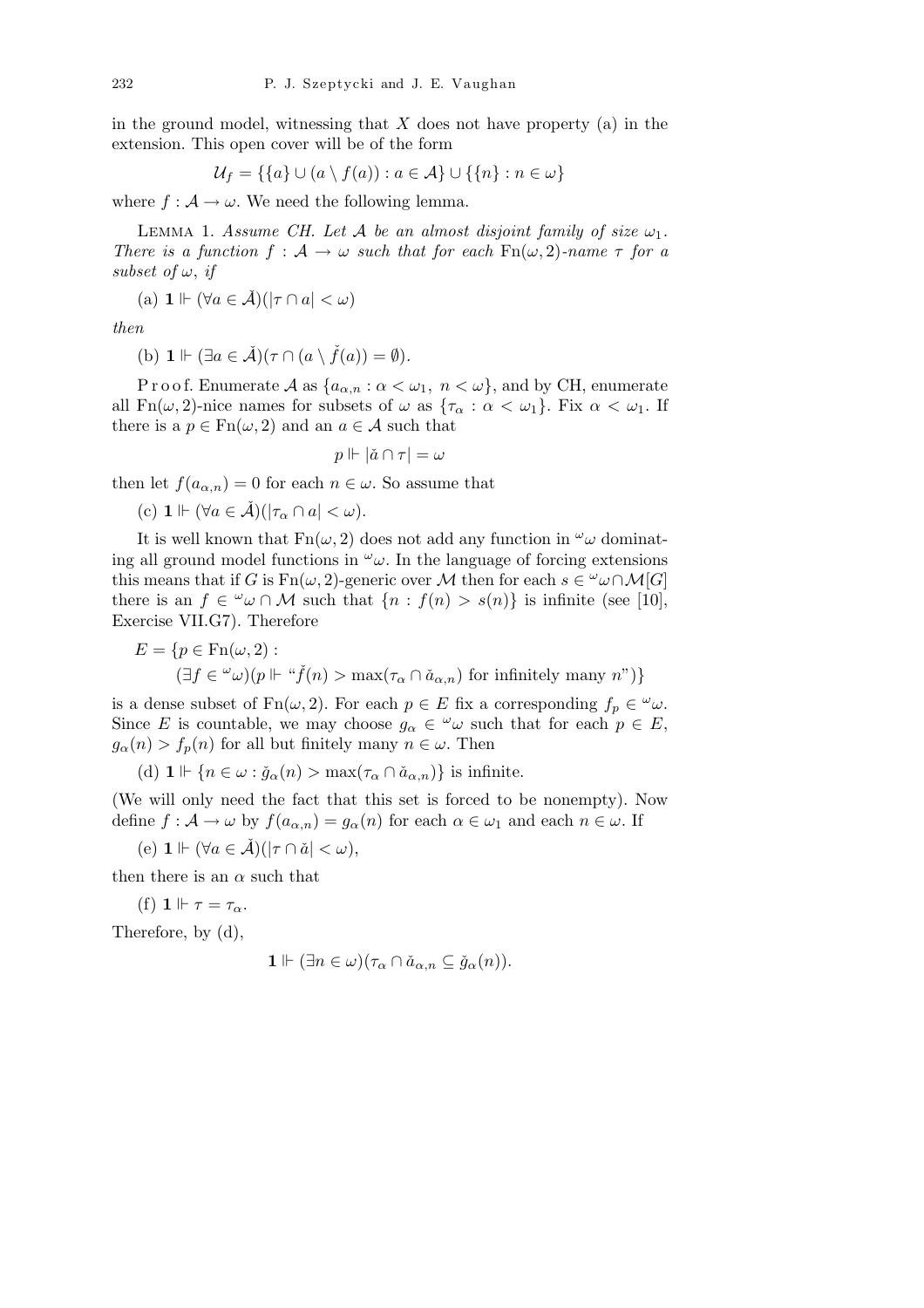in the ground model, witnessing that $X$ does not have property (a) in the extension. This open cover will be of the form

$$\mathcal{U}_f = \{\{a\} \cup (a \setminus f(a)) : a \in \mathcal{A}\} \cup \{\{n\} : n \in \omega\}$$

where $f : \mathcal{A} \to \omega$. We need the following lemma.

LEMMA 1. *Assume CH. Let $\mathcal{A}$ be an almost disjoint family of size $\omega_1$. There is a function $f : \mathcal{A} \to \omega$ such that for each* $\mathrm{Fn}(\omega, 2)$*-name $\tau$ for a subset of $\omega$, if*

(a) $\mathbf{1} \Vdash (\forall a \in \check{\mathcal{A}})(|\tau \cap a| < \omega)$

*then*

(b) $\mathbf{1} \Vdash (\exists a \in \check{\mathcal{A}})(\tau \cap (a \setminus \check{f}(a)) = \emptyset)$.

Proof. Enumerate $\mathcal{A}$ as $\{a_{\alpha,n} : \alpha < \omega_1,\ n < \omega\}$, and by CH, enumerate all $\mathrm{Fn}(\omega, 2)$-nice names for subsets of $\omega$ as $\{\tau_\alpha : \alpha < \omega_1\}$. Fix $\alpha < \omega_1$. If there is a $p \in \mathrm{Fn}(\omega, 2)$ and an $a \in \mathcal{A}$ such that

$$p \Vdash |\check{a} \cap \tau| = \omega$$

then let $f(a_{\alpha,n}) = 0$ for each $n \in \omega$. So assume that

(c) $\mathbf{1} \Vdash (\forall a \in \check{\mathcal{A}})(|\tau_\alpha \cap a| < \omega)$.

It is well known that $\mathrm{Fn}(\omega, 2)$ does not add any function in ${}^\omega\omega$ dominating all ground model functions in ${}^\omega\omega$. In the language of forcing extensions this means that if $G$ is $\mathrm{Fn}(\omega, 2)$-generic over $\mathcal{M}$ then for each $s \in {}^\omega\omega \cap \mathcal{M}[G]$ there is an $f \in {}^\omega\omega \cap \mathcal{M}$ such that $\{n : f(n) > s(n)\}$ is infinite (see [10], Exercise VII.G7). Therefore

$$E = \{p \in \mathrm{Fn}(\omega, 2) :$$
$$(\exists f \in {}^\omega\omega)(p \Vdash \text{“}\check{f}(n) > \max(\tau_\alpha \cap \check{a}_{\alpha,n}) \text{ for infinitely many } n\text{”})\}$$

is a dense subset of $\mathrm{Fn}(\omega, 2)$. For each $p \in E$ fix a corresponding $f_p \in {}^\omega\omega$. Since $E$ is countable, we may choose $g_\alpha \in {}^\omega\omega$ such that for each $p \in E$, $g_\alpha(n) > f_p(n)$ for all but finitely many $n \in \omega$. Then

(d) $\mathbf{1} \Vdash \{n \in \omega : \check{g}_\alpha(n) > \max(\tau_\alpha \cap \check{a}_{\alpha,n})\}$ is infinite.

(We will only need the fact that this set is forced to be nonempty). Now define $f : \mathcal{A} \to \omega$ by $f(a_{\alpha,n}) = g_\alpha(n)$ for each $\alpha \in \omega_1$ and each $n \in \omega$. If

(e) $\mathbf{1} \Vdash (\forall a \in \check{\mathcal{A}})(|\tau \cap \check{a}| < \omega)$,

then there is an $\alpha$ such that

(f) $\mathbf{1} \Vdash \tau = \tau_\alpha$.

Therefore, by (d),

$$\mathbf{1} \Vdash (\exists n \in \omega)(\tau_\alpha \cap \check{a}_{\alpha,n} \subseteq \check{g}_\alpha(n)).$$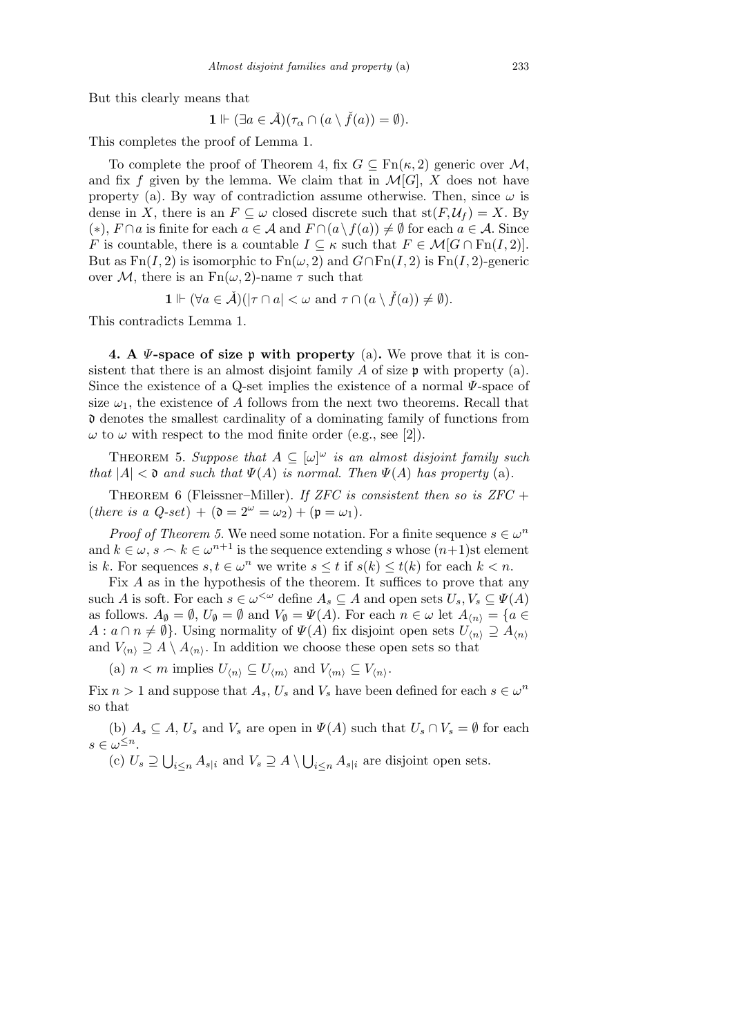But this clearly means that

$$\mathbf{1} \Vdash (\exists a \in \check{\mathcal{A}})(\tau_\alpha \cap (a \setminus \check{f}(a)) = \emptyset).$$

This completes the proof of Lemma 1.

To complete the proof of Theorem 4, fix $G \subseteq \mathrm{Fn}(\kappa, 2)$ generic over $\mathcal{M}$, and fix $f$ given by the lemma. We claim that in $\mathcal{M}[G]$, $X$ does not have property (a). By way of contradiction assume otherwise. Then, since $\omega$ is dense in $X$, there is an $F \subseteq \omega$ closed discrete such that $\mathrm{st}(F, \mathcal{U}_f) = X$. By $(*)$, $F \cap a$ is finite for each $a \in \mathcal{A}$ and $F \cap (a \setminus f(a)) \neq \emptyset$ for each $a \in \mathcal{A}$. Since $F$ is countable, there is a countable $I \subseteq \kappa$ such that $F \in \mathcal{M}[G \cap \mathrm{Fn}(I, 2)]$. But as $\mathrm{Fn}(I, 2)$ is isomorphic to $\mathrm{Fn}(\omega, 2)$ and $G \cap \mathrm{Fn}(I, 2)$ is $\mathrm{Fn}(I, 2)$-generic over $\mathcal{M}$, there is an $\mathrm{Fn}(\omega, 2)$-name $\tau$ such that

$$\mathbf{1} \Vdash (\forall a \in \check{\mathcal{A}})(|\tau \cap a| < \omega \text{ and } \tau \cap (a \setminus \check{f}(a)) \neq \emptyset).$$

This contradicts Lemma 1.

## 4. A $\Psi$-space of size $\mathfrak{p}$ with property (a).

We prove that it is consistent that there is an almost disjoint family $A$ of size $\mathfrak{p}$ with property (a). Since the existence of a Q-set implies the existence of a normal $\Psi$-space of size $\omega_1$, the existence of $A$ follows from the next two theorems. Recall that $\mathfrak{d}$ denotes the smallest cardinality of a dominating family of functions from $\omega$ to $\omega$ with respect to the mod finite order (e.g., see [2]).

Theorem 5. *Suppose that $A \subseteq [\omega]^\omega$ is an almost disjoint family such that $|A| < \mathfrak{d}$ and such that $\Psi(A)$ is normal. Then $\Psi(A)$ has property* (a).

Theorem 6 (Fleissner–Miller). *If ZFC is consistent then so is ZFC* + (*there is a Q-set*) + $(\mathfrak{d} = 2^\omega = \omega_2)$ + $(\mathfrak{p} = \omega_1)$.

*Proof of Theorem 5.* We need some notation. For a finite sequence $s \in \omega^n$ and $k \in \omega$, $s \frown k \in \omega^{n+1}$ is the sequence extending $s$ whose $(n+1)$st element is $k$. For sequences $s, t \in \omega^n$ we write $s \leq t$ if $s(k) \leq t(k)$ for each $k < n$.

Fix $A$ as in the hypothesis of the theorem. It suffices to prove that any such $A$ is soft. For each $s \in \omega^{<\omega}$ define $A_s \subseteq A$ and open sets $U_s, V_s \subseteq \Psi(A)$ as follows. $A_\emptyset = \emptyset$, $U_\emptyset = \emptyset$ and $V_\emptyset = \Psi(A)$. For each $n \in \omega$ let $A_{\langle n \rangle} = \{a \in A : a \cap n \neq \emptyset\}$. Using normality of $\Psi(A)$ fix disjoint open sets $U_{\langle n \rangle} \supseteq A_{\langle n \rangle}$ and $V_{\langle n \rangle} \supseteq A \setminus A_{\langle n \rangle}$. In addition we choose these open sets so that

(a) $n < m$ implies $U_{\langle n \rangle} \subseteq U_{\langle m \rangle}$ and $V_{\langle m \rangle} \subseteq V_{\langle n \rangle}$.

Fix $n > 1$ and suppose that $A_s$, $U_s$ and $V_s$ have been defined for each $s \in \omega^n$ so that

(b) $A_s \subseteq A$, $U_s$ and $V_s$ are open in $\Psi(A)$ such that $U_s \cap V_s = \emptyset$ for each $s \in \omega^{\leq n}$.

(c) $U_s \supseteq \bigcup_{i \leq n} A_{s|i}$ and $V_s \supseteq A \setminus \bigcup_{i \leq n} A_{s|i}$ are disjoint open sets.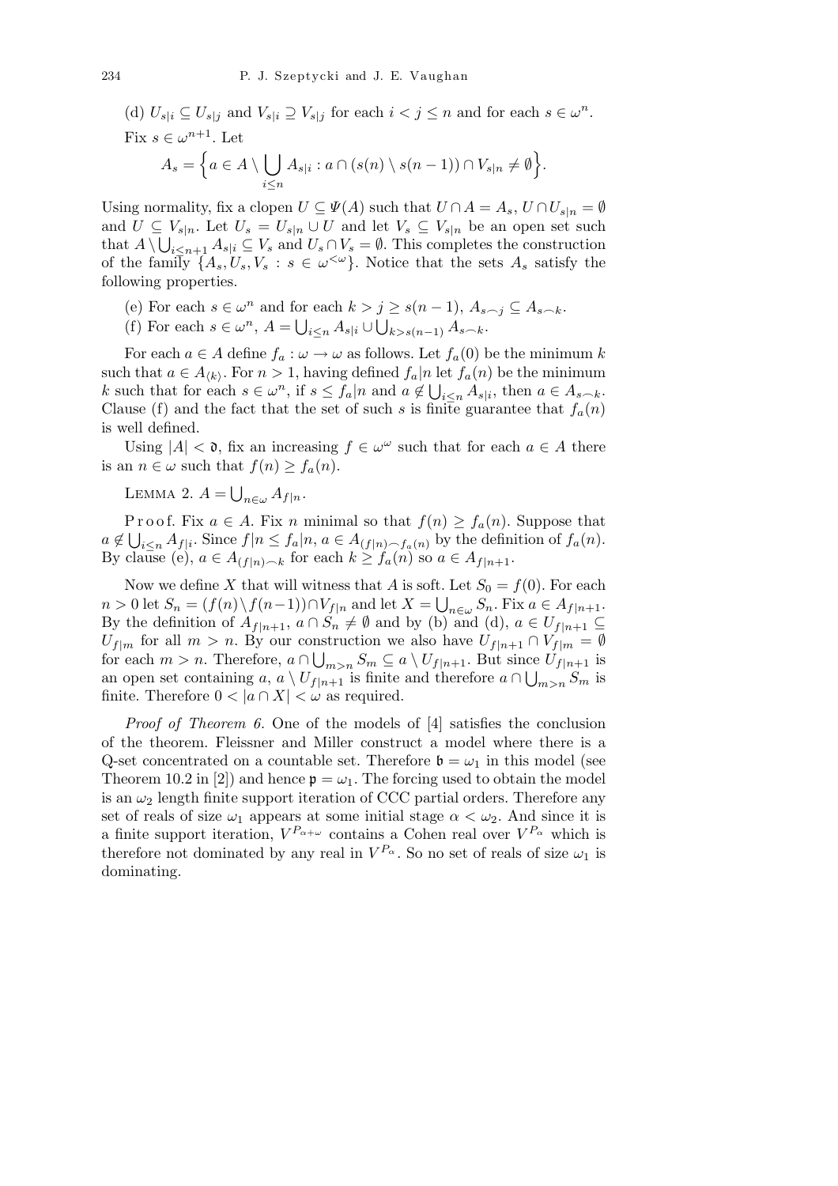(d) $U_{s|i} \subseteq U_{s|j}$ and $V_{s|i} \supseteq V_{s|j}$ for each $i < j \leq n$ and for each $s \in \omega^n$.

Fix $s \in \omega^{n+1}$. Let

$$A_s = \Big\{ a \in A \setminus \bigcup_{i \leq n} A_{s|i} : a \cap (s(n) \setminus s(n-1)) \cap V_{s|n} \neq \emptyset \Big\}.$$

Using normality, fix a clopen $U \subseteq \Psi(A)$ such that $U \cap A = A_s$, $U \cap U_{s|n} = \emptyset$ and $U \subseteq V_{s|n}$. Let $U_s = U_{s|n} \cup U$ and let $V_s \subseteq V_{s|n}$ be an open set such that $A \setminus \bigcup_{i \leq n+1} A_{s|i} \subseteq V_s$ and $U_s \cap V_s = \emptyset$. This completes the construction of the family $\{A_s, U_s, V_s : s \in \omega^{<\omega}\}$. Notice that the sets $A_s$ satisfy the following properties.

(e) For each $s \in \omega^n$ and for each $k > j \geq s(n-1)$, $A_{s\frown j} \subseteq A_{s\frown k}$.

(f) For each $s \in \omega^n$, $A = \bigcup_{i \leq n} A_{s|i} \cup \bigcup_{k > s(n-1)} A_{s\frown k}$.

For each $a \in A$ define $f_a : \omega \to \omega$ as follows. Let $f_a(0)$ be the minimum $k$ such that $a \in A_{\langle k \rangle}$. For $n > 1$, having defined $f_a|n$ let $f_a(n)$ be the minimum $k$ such that for each $s \in \omega^n$, if $s \leq f_a|n$ and $a \notin \bigcup_{i \leq n} A_{s|i}$, then $a \in A_{s\frown k}$. Clause (f) and the fact that the set of such $s$ is finite guarantee that $f_a(n)$ is well defined.

Using $|A| < \mathfrak{d}$, fix an increasing $f \in \omega^\omega$ such that for each $a \in A$ there is an $n \in \omega$ such that $f(n) \geq f_a(n)$.

Lemma 2. $A = \bigcup_{n \in \omega} A_{f|n}$.

Proof. Fix $a \in A$. Fix $n$ minimal so that $f(n) \geq f_a(n)$. Suppose that $a \notin \bigcup_{i \leq n} A_{f|i}$. Since $f|n \leq f_a|n$, $a \in A_{(f|n)\frown f_a(n)}$ by the definition of $f_a(n)$. By clause (e), $a \in A_{(f|n)\frown k}$ for each $k \geq f_a(n)$ so $a \in A_{f|n+1}$.

Now we define $X$ that will witness that $A$ is soft. Let $S_0 = f(0)$. For each $n > 0$ let $S_n = (f(n) \setminus f(n-1)) \cap V_{f|n}$ and let $X = \bigcup_{n \in \omega} S_n$. Fix $a \in A_{f|n+1}$. By the definition of $A_{f|n+1}$, $a \cap S_n \neq \emptyset$ and by (b) and (d), $a \in U_{f|n+1} \subseteq U_{f|m}$ for all $m > n$. By our construction we also have $U_{f|n+1} \cap V_{f|m} = \emptyset$ for each $m > n$. Therefore, $a \cap \bigcup_{m>n} S_m \subseteq a \setminus U_{f|n+1}$. But since $U_{f|n+1}$ is an open set containing $a$, $a \setminus U_{f|n+1}$ is finite and therefore $a \cap \bigcup_{m>n} S_m$ is finite. Therefore $0 < |a \cap X| < \omega$ as required.

*Proof of Theorem 6.* One of the models of [4] satisfies the conclusion of the theorem. Fleissner and Miller construct a model where there is a Q-set concentrated on a countable set. Therefore $\mathfrak{b} = \omega_1$ in this model (see Theorem 10.2 in [2]) and hence $\mathfrak{p} = \omega_1$. The forcing used to obtain the model is an $\omega_2$ length finite support iteration of CCC partial orders. Therefore any set of reals of size $\omega_1$ appears at some initial stage $\alpha < \omega_2$. And since it is a finite support iteration, $V^{P_{\alpha+\omega}}$ contains a Cohen real over $V^{P_\alpha}$ which is therefore not dominated by any real in $V^{P_\alpha}$. So no set of reals of size $\omega_1$ is dominating.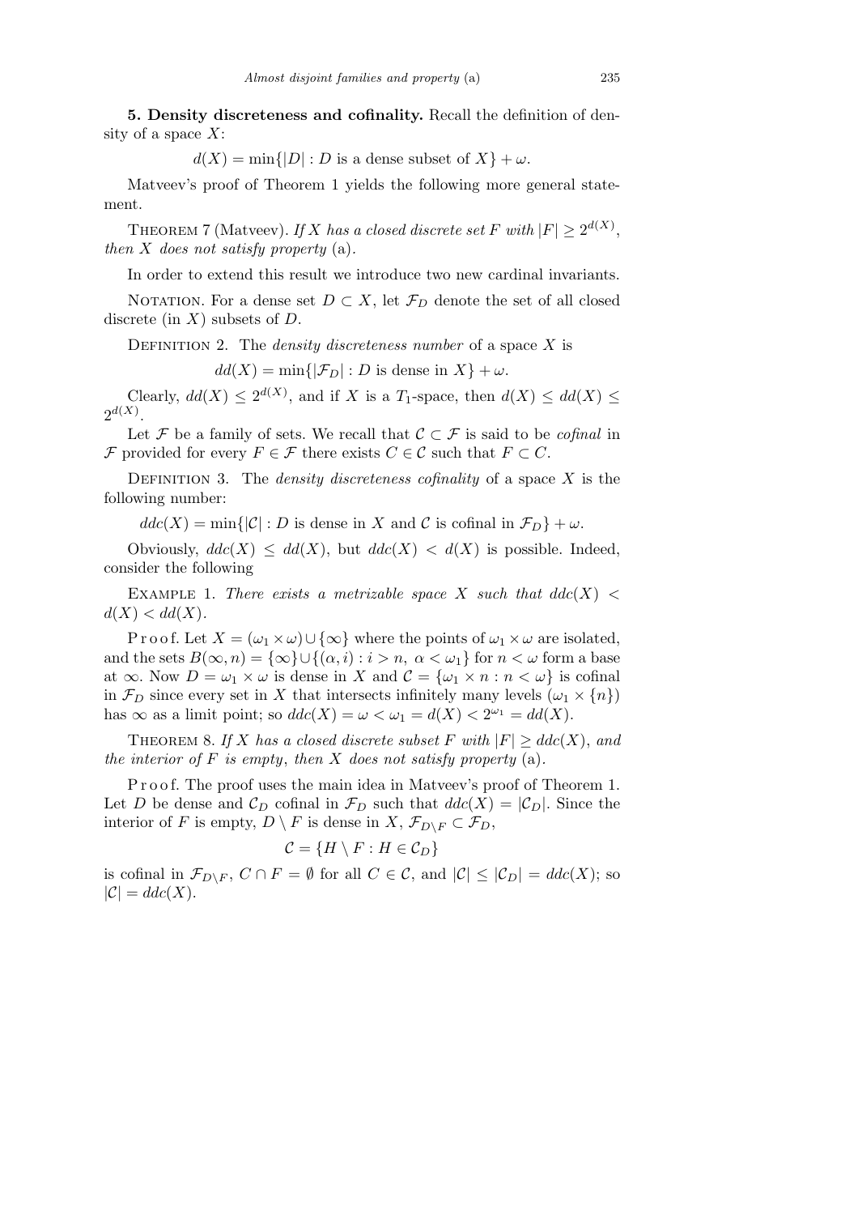**5. Density discreteness and cofinality.** Recall the definition of density of a space $X$:

$$d(X) = \min\{|D| : D \text{ is a dense subset of } X\} + \omega.$$

Matveev's proof of Theorem 1 yields the following more general statement.

THEOREM 7 (Matveev). *If $X$ has a closed discrete set $F$ with $|F| \geq 2^{d(X)}$, then $X$ does not satisfy property* (a).

In order to extend this result we introduce two new cardinal invariants.

NOTATION. For a dense set $D \subset X$, let $\mathcal{F}_D$ denote the set of all closed discrete (in $X$) subsets of $D$.

DEFINITION 2. The *density discreteness number* of a space $X$ is

$$dd(X) = \min\{|\mathcal{F}_D| : D \text{ is dense in } X\} + \omega.$$

Clearly, $dd(X) \leq 2^{d(X)}$, and if $X$ is a $T_1$-space, then $d(X) \leq dd(X) \leq 2^{d(X)}$.

Let $\mathcal{F}$ be a family of sets. We recall that $\mathcal{C} \subset \mathcal{F}$ is said to be *cofinal* in $\mathcal{F}$ provided for every $F \in \mathcal{F}$ there exists $C \in \mathcal{C}$ such that $F \subset C$.

DEFINITION 3. The *density discreteness cofinality* of a space $X$ is the following number:

$$ddc(X) = \min\{|\mathcal{C}| : D \text{ is dense in } X \text{ and } \mathcal{C} \text{ is cofinal in } \mathcal{F}_D\} + \omega.$$

Obviously, $ddc(X) \leq dd(X)$, but $ddc(X) < d(X)$ is possible. Indeed, consider the following

EXAMPLE 1. *There exists a metrizable space $X$ such that $ddc(X) < d(X) < dd(X)$.*

P r o o f. Let $X = (\omega_1 \times \omega) \cup \{\infty\}$ where the points of $\omega_1 \times \omega$ are isolated, and the sets $B(\infty, n) = \{\infty\} \cup \{(\alpha, i) : i > n,\ \alpha < \omega_1\}$ for $n < \omega$ form a base at $\infty$. Now $D = \omega_1 \times \omega$ is dense in $X$ and $\mathcal{C} = \{\omega_1 \times n : n < \omega\}$ is cofinal in $\mathcal{F}_D$ since every set in $X$ that intersects infinitely many levels $(\omega_1 \times \{n\})$ has $\infty$ as a limit point; so $ddc(X) = \omega < \omega_1 = d(X) < 2^{\omega_1} = dd(X)$.

THEOREM 8. *If $X$ has a closed discrete subset $F$ with $|F| \geq ddc(X)$, and the interior of $F$ is empty, then $X$ does not satisfy property* (a).

P r o o f. The proof uses the main idea in Matveev's proof of Theorem 1. Let $D$ be dense and $\mathcal{C}_D$ cofinal in $\mathcal{F}_D$ such that $ddc(X) = |\mathcal{C}_D|$. Since the interior of $F$ is empty, $D \setminus F$ is dense in $X$, $\mathcal{F}_{D\setminus F} \subset \mathcal{F}_D$,

$$\mathcal{C} = \{H \setminus F : H \in \mathcal{C}_D\}$$

is cofinal in $\mathcal{F}_{D\setminus F}$, $C \cap F = \emptyset$ for all $C \in \mathcal{C}$, and $|\mathcal{C}| \leq |\mathcal{C}_D| = ddc(X)$; so $|\mathcal{C}| = ddc(X)$.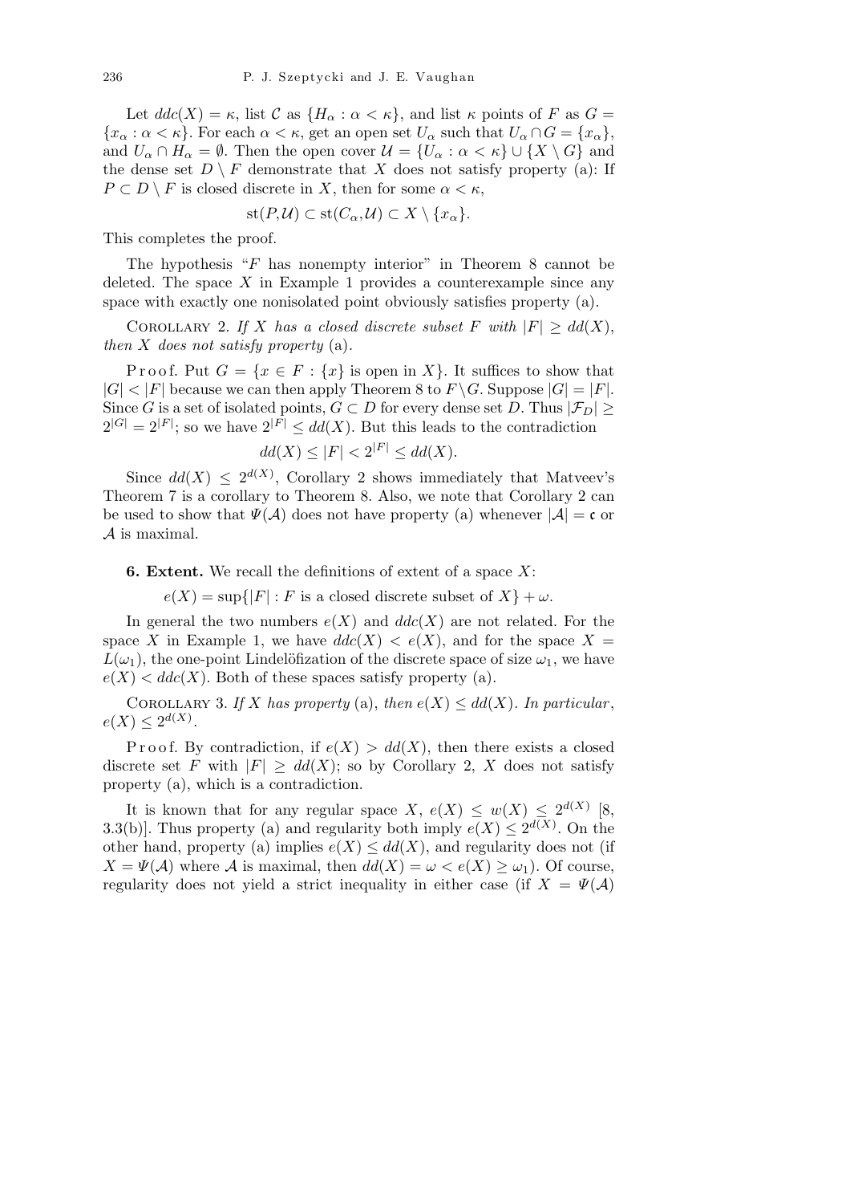Let $ddc(X) = \kappa$, list $\mathcal{C}$ as $\{H_\alpha : \alpha < \kappa\}$, and list $\kappa$ points of $F$ as $G = \{x_\alpha : \alpha < \kappa\}$. For each $\alpha < \kappa$, get an open set $U_\alpha$ such that $U_\alpha \cap G = \{x_\alpha\}$, and $U_\alpha \cap H_\alpha = \emptyset$. Then the open cover $\mathcal{U} = \{U_\alpha : \alpha < \kappa\} \cup \{X \setminus G\}$ and the dense set $D \setminus F$ demonstrate that $X$ does not satisfy property (a): If $P \subset D \setminus F$ is closed discrete in $X$, then for some $\alpha < \kappa$,

$$\mathrm{st}(P, \mathcal{U}) \subset \mathrm{st}(C_\alpha, \mathcal{U}) \subset X \setminus \{x_\alpha\}.$$

This completes the proof.

The hypothesis "$F$ has nonempty interior" in Theorem 8 cannot be deleted. The space $X$ in Example 1 provides a counterexample since any space with exactly one nonisolated point obviously satisfies property (a).

Corollary 2. *If $X$ has a closed discrete subset $F$ with $|F| \geq dd(X)$, then $X$ does not satisfy property* (a).

Proof. Put $G = \{x \in F : \{x\} \text{ is open in } X\}$. It suffices to show that $|G| < |F|$ because we can then apply Theorem 8 to $F \setminus G$. Suppose $|G| = |F|$. Since $G$ is a set of isolated points, $G \subset D$ for every dense set $D$. Thus $|\mathcal{F}_D| \geq 2^{|G|} = 2^{|F|}$; so we have $2^{|F|} \leq dd(X)$. But this leads to the contradiction

$$dd(X) \leq |F| < 2^{|F|} \leq dd(X).$$

Since $dd(X) \leq 2^{d(X)}$, Corollary 2 shows immediately that Matveev's Theorem 7 is a corollary to Theorem 8. Also, we note that Corollary 2 can be used to show that $\Psi(\mathcal{A})$ does not have property (a) whenever $|\mathcal{A}| = \mathfrak{c}$ or $\mathcal{A}$ is maximal.

**6. Extent.** We recall the definitions of extent of a space $X$:

$$e(X) = \sup\{|F| : F \text{ is a closed discrete subset of } X\} + \omega.$$

In general the two numbers $e(X)$ and $ddc(X)$ are not related. For the space $X$ in Example 1, we have $ddc(X) < e(X)$, and for the space $X = L(\omega_1)$, the one-point Lindelöfization of the discrete space of size $\omega_1$, we have $e(X) < ddc(X)$. Both of these spaces satisfy property (a).

Corollary 3. *If $X$ has property* (a), *then $e(X) \leq dd(X)$. In particular*, $e(X) \leq 2^{d(X)}$.

Proof. By contradiction, if $e(X) > dd(X)$, then there exists a closed discrete set $F$ with $|F| \geq dd(X)$; so by Corollary 2, $X$ does not satisfy property (a), which is a contradiction.

It is known that for any regular space $X$, $e(X) \leq w(X) \leq 2^{d(X)}$ [8, 3.3(b)]. Thus property (a) and regularity both imply $e(X) \leq 2^{d(X)}$. On the other hand, property (a) implies $e(X) \leq dd(X)$, and regularity does not (if $X = \Psi(\mathcal{A})$ where $\mathcal{A}$ is maximal, then $dd(X) = \omega < e(X) \geq \omega_1$). Of course, regularity does not yield a strict inequality in either case (if $X = \Psi(\mathcal{A})$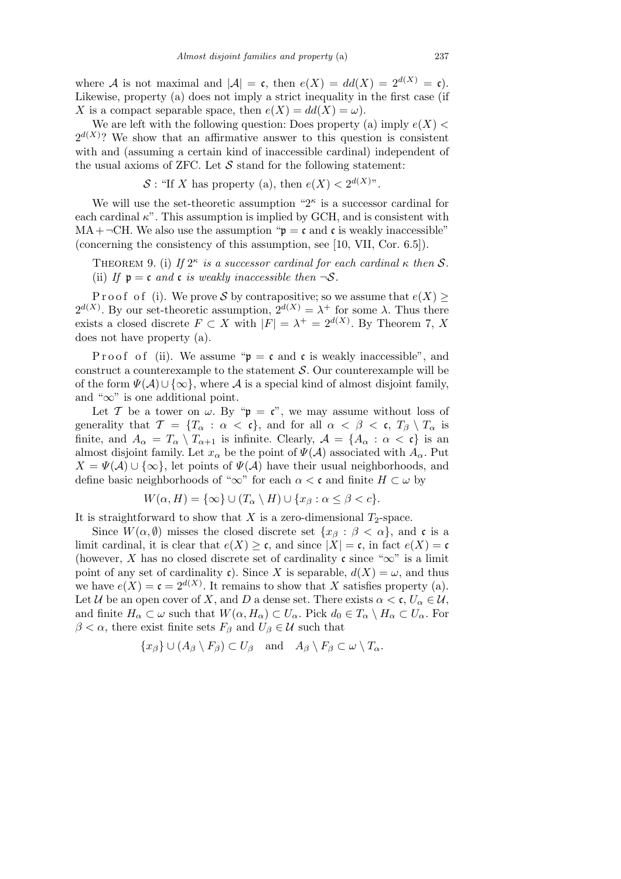where $\mathcal{A}$ is not maximal and $|\mathcal{A}| = \mathfrak{c}$, then $e(X) = dd(X) = 2^{d(X)} = \mathfrak{c}$). Likewise, property (a) does not imply a strict inequality in the first case (if $X$ is a compact separable space, then $e(X) = dd(X) = \omega$).

We are left with the following question: Does property (a) imply $e(X) < 2^{d(X)}$? We show that an affirmative answer to this question is consistent with and (assuming a certain kind of inaccessible cardinal) independent of the usual axioms of ZFC. Let $\mathcal{S}$ stand for the following statement:

$$\mathcal{S} : \text{“If } X \text{ has property (a), then } e(X) < 2^{d(X)}\text{”}.$$

We will use the set-theoretic assumption “$2^\kappa$ is a successor cardinal for each cardinal $\kappa$”. This assumption is implied by GCH, and is consistent with MA + ¬CH. We also use the assumption “$\mathfrak{p} = \mathfrak{c}$ and $\mathfrak{c}$ is weakly inaccessible” (concerning the consistency of this assumption, see [10, VII, Cor. 6.5]).

Theorem 9. (i) *If $2^\kappa$ is a successor cardinal for each cardinal $\kappa$ then $\mathcal{S}$.*
(ii) *If $\mathfrak{p} = \mathfrak{c}$ and $\mathfrak{c}$ is weakly inaccessible then $\neg\mathcal{S}$.*

Proof of (i). We prove $\mathcal{S}$ by contrapositive; so we assume that $e(X) \geq 2^{d(X)}$. By our set-theoretic assumption, $2^{d(X)} = \lambda^+$ for some $\lambda$. Thus there exists a closed discrete $F \subset X$ with $|F| = \lambda^+ = 2^{d(X)}$. By Theorem 7, $X$ does not have property (a).

Proof of (ii). We assume “$\mathfrak{p} = \mathfrak{c}$ and $\mathfrak{c}$ is weakly inaccessible”, and construct a counterexample to the statement $\mathcal{S}$. Our counterexample will be of the form $\Psi(\mathcal{A}) \cup \{\infty\}$, where $\mathcal{A}$ is a special kind of almost disjoint family, and “$\infty$” is one additional point.

Let $\mathcal{T}$ be a tower on $\omega$. By “$\mathfrak{p} = \mathfrak{c}$”, we may assume without loss of generality that $\mathcal{T} = \{T_\alpha : \alpha < \mathfrak{c}\}$, and for all $\alpha < \beta < \mathfrak{c}$, $T_\beta \setminus T_\alpha$ is finite, and $A_\alpha = T_\alpha \setminus T_{\alpha+1}$ is infinite. Clearly, $\mathcal{A} = \{A_\alpha : \alpha < \mathfrak{c}\}$ is an almost disjoint family. Let $x_\alpha$ be the point of $\Psi(\mathcal{A})$ associated with $A_\alpha$. Put $X = \Psi(\mathcal{A}) \cup \{\infty\}$, let points of $\Psi(\mathcal{A})$ have their usual neighborhoods, and define basic neighborhoods of “$\infty$” for each $\alpha < \mathfrak{c}$ and finite $H \subset \omega$ by

$$W(\alpha, H) = \{\infty\} \cup (T_\alpha \setminus H) \cup \{x_\beta : \alpha \leq \beta < c\}.$$

It is straightforward to show that $X$ is a zero-dimensional $T_2$-space.

Since $W(\alpha, \emptyset)$ misses the closed discrete set $\{x_\beta : \beta < \alpha\}$, and $\mathfrak{c}$ is a limit cardinal, it is clear that $e(X) \geq \mathfrak{c}$, and since $|X| = \mathfrak{c}$, in fact $e(X) = \mathfrak{c}$ (however, $X$ has no closed discrete set of cardinality $\mathfrak{c}$ since “$\infty$” is a limit point of any set of cardinality $\mathfrak{c}$). Since $X$ is separable, $d(X) = \omega$, and thus we have $e(X) = \mathfrak{c} = 2^{d(X)}$. It remains to show that $X$ satisfies property (a). Let $\mathcal{U}$ be an open cover of $X$, and $D$ a dense set. There exists $\alpha < \mathfrak{c}$, $U_\alpha \in \mathcal{U}$, and finite $H_\alpha \subset \omega$ such that $W(\alpha, H_\alpha) \subset U_\alpha$. Pick $d_0 \in T_\alpha \setminus H_\alpha \subset U_\alpha$. For $\beta < \alpha$, there exist finite sets $F_\beta$ and $U_\beta \in \mathcal{U}$ such that

$$\{x_\beta\} \cup (A_\beta \setminus F_\beta) \subset U_\beta \quad \text{and} \quad A_\beta \setminus F_\beta \subset \omega \setminus T_\alpha.$$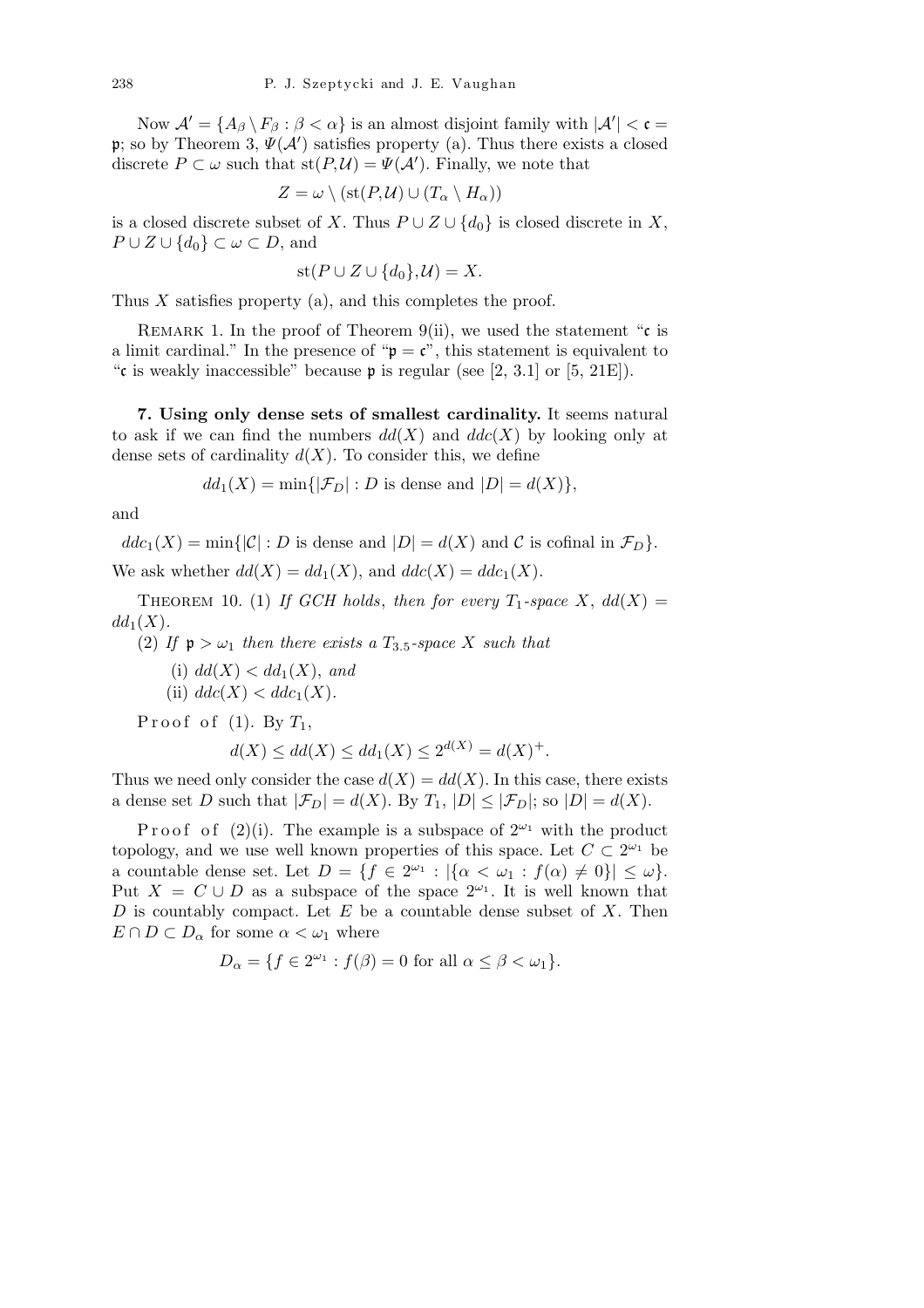Now $\mathcal{A}' = \{A_\beta \setminus F_\beta : \beta < \alpha\}$ is an almost disjoint family with $|\mathcal{A}'| < \mathfrak{c} = \mathfrak{p}$; so by Theorem 3, $\Psi(\mathcal{A}')$ satisfies property (a). Thus there exists a closed discrete $P \subset \omega$ such that $\mathrm{st}(P, \mathcal{U}) = \Psi(\mathcal{A}')$. Finally, we note that

$$Z = \omega \setminus (\mathrm{st}(P, \mathcal{U}) \cup (T_\alpha \setminus H_\alpha))$$

is a closed discrete subset of $X$. Thus $P \cup Z \cup \{d_0\}$ is closed discrete in $X$, $P \cup Z \cup \{d_0\} \subset \omega \subset D$, and

$$\mathrm{st}(P \cup Z \cup \{d_0\}, \mathcal{U}) = X.$$

Thus $X$ satisfies property (a), and this completes the proof.

Remark 1. In the proof of Theorem 9(ii), we used the statement "$\mathfrak{c}$ is a limit cardinal." In the presence of "$\mathfrak{p} = \mathfrak{c}$", this statement is equivalent to "$\mathfrak{c}$ is weakly inaccessible" because $\mathfrak{p}$ is regular (see [2, 3.1] or [5, 21E]).

## 7. Using only dense sets of smallest cardinality.

It seems natural to ask if we can find the numbers $dd(X)$ and $ddc(X)$ by looking only at dense sets of cardinality $d(X)$. To consider this, we define

$$dd_1(X) = \min\{|\mathcal{F}_D| : D \text{ is dense and } |D| = d(X)\},$$

and

$$ddc_1(X) = \min\{|\mathcal{C}| : D \text{ is dense and } |D| = d(X) \text{ and } \mathcal{C} \text{ is cofinal in } \mathcal{F}_D\}.$$

We ask whether $dd(X) = dd_1(X)$, and $ddc(X) = ddc_1(X)$.

Theorem 10. (1) *If GCH holds, then for every $T_1$-space $X$, $dd(X) = dd_1(X)$.*

(2) *If $\mathfrak{p} > \omega_1$ then there exists a $T_{3.5}$-space $X$ such that*

(i) *$dd(X) < dd_1(X)$, and*

(ii) *$ddc(X) < ddc_1(X)$.*

Proof of (1). By $T_1$,

$$d(X) \le dd(X) \le dd_1(X) \le 2^{d(X)} = d(X)^+.$$

Thus we need only consider the case $d(X) = dd(X)$. In this case, there exists a dense set $D$ such that $|\mathcal{F}_D| = d(X)$. By $T_1$, $|D| \le |\mathcal{F}_D|$; so $|D| = d(X)$.

Proof of (2)(i). The example is a subspace of $2^{\omega_1}$ with the product topology, and we use well known properties of this space. Let $C \subset 2^{\omega_1}$ be a countable dense set. Let $D = \{f \in 2^{\omega_1} : |\{\alpha < \omega_1 : f(\alpha) \ne 0\}| \le \omega\}$. Put $X = C \cup D$ as a subspace of the space $2^{\omega_1}$. It is well known that $D$ is countably compact. Let $E$ be a countable dense subset of $X$. Then $E \cap D \subset D_\alpha$ for some $\alpha < \omega_1$ where

$$D_\alpha = \{f \in 2^{\omega_1} : f(\beta) = 0 \text{ for all } \alpha \le \beta < \omega_1\}.$$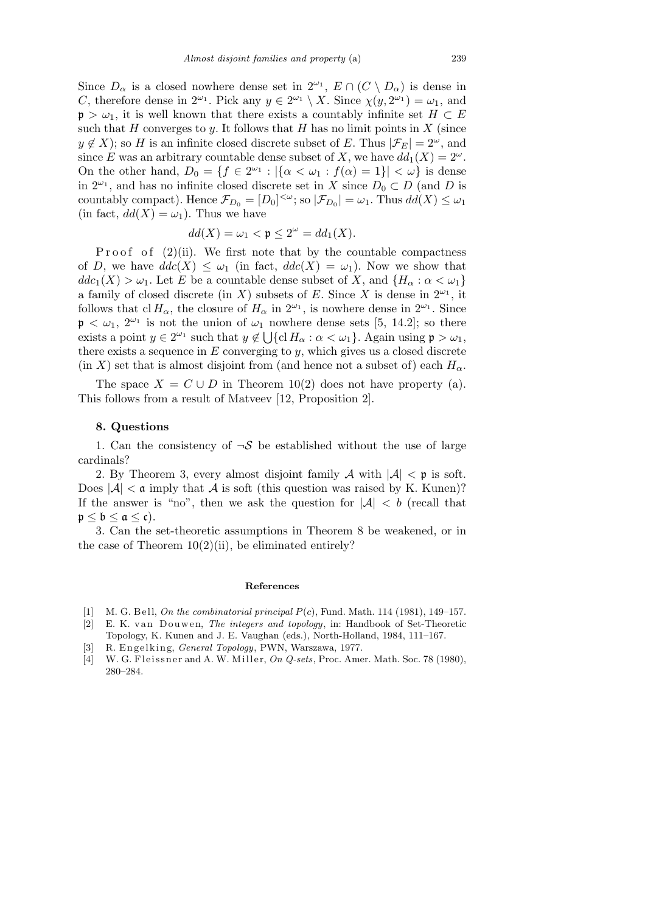Since $D_\alpha$ is a closed nowhere dense set in $2^{\omega_1}$, $E \cap (C \setminus D_\alpha)$ is dense in $C$, therefore dense in $2^{\omega_1}$. Pick any $y \in 2^{\omega_1} \setminus X$. Since $\chi(y, 2^{\omega_1}) = \omega_1$, and $\mathfrak{p} > \omega_1$, it is well known that there exists a countably infinite set $H \subset E$ such that $H$ converges to $y$. It follows that $H$ has no limit points in $X$ (since $y \notin X$); so $H$ is an infinite closed discrete subset of $E$. Thus $|\mathcal{F}_E| = 2^\omega$, and since $E$ was an arbitrary countable dense subset of $X$, we have $dd_1(X) = 2^\omega$. On the other hand, $D_0 = \{f \in 2^{\omega_1} : |\{\alpha < \omega_1 : f(\alpha) = 1\}| < \omega\}$ is dense in $2^{\omega_1}$, and has no infinite closed discrete set in $X$ since $D_0 \subset D$ (and $D$ is countably compact). Hence $\mathcal{F}_{D_0} = [D_0]^{<\omega}$; so $|\mathcal{F}_{D_0}| = \omega_1$. Thus $dd(X) \le \omega_1$ (in fact, $dd(X) = \omega_1$). Thus we have

$$dd(X) = \omega_1 < \mathfrak{p} \le 2^\omega = dd_1(X).$$

Proof of (2)(ii). We first note that by the countable compactness of $D$, we have $ddc(X) \le \omega_1$ (in fact, $ddc(X) = \omega_1$). Now we show that $ddc_1(X) > \omega_1$. Let $E$ be a countable dense subset of $X$, and $\{H_\alpha : \alpha < \omega_1\}$ a family of closed discrete (in $X$) subsets of $E$. Since $X$ is dense in $2^{\omega_1}$, it follows that $\operatorname{cl} H_\alpha$, the closure of $H_\alpha$ in $2^{\omega_1}$, is nowhere dense in $2^{\omega_1}$. Since $\mathfrak{p} < \omega_1$, $2^{\omega_1}$ is not the union of $\omega_1$ nowhere dense sets [5, 14.2]; so there exists a point $y \in 2^{\omega_1}$ such that $y \notin \bigcup\{\operatorname{cl} H_\alpha : \alpha < \omega_1\}$. Again using $\mathfrak{p} > \omega_1$, there exists a sequence in $E$ converging to $y$, which gives us a closed discrete (in $X$) set that is almost disjoint from (and hence not a subset of) each $H_\alpha$.

The space $X = C \cup D$ in Theorem 10(2) does not have property (a). This follows from a result of Matveev [12, Proposition 2].

## 8. Questions

1. Can the consistency of $\neg\mathcal{S}$ be established without the use of large cardinals?

2. By Theorem 3, every almost disjoint family $\mathcal{A}$ with $|\mathcal{A}| < \mathfrak{p}$ is soft. Does $|\mathcal{A}| < \mathfrak{a}$ imply that $\mathcal{A}$ is soft (this question was raised by K. Kunen)? If the answer is "no", then we ask the question for $|\mathcal{A}| < b$ (recall that $\mathfrak{p} \le \mathfrak{b} \le \mathfrak{a} \le \mathfrak{c}$).

3. Can the set-theoretic assumptions in Theorem 8 be weakened, or in the case of Theorem 10(2)(ii), be eliminated entirely?

### References

[1] M. G. Bell, *On the combinatorial principal $P(c)$*, Fund. Math. 114 (1981), 149–157.

[2] E. K. van Douwen, *The integers and topology*, in: Handbook of Set-Theoretic Topology, K. Kunen and J. E. Vaughan (eds.), North-Holland, 1984, 111–167.

[3] R. Engelking, *General Topology*, PWN, Warszawa, 1977.

[4] W. G. Fleissner and A. W. Miller, *On Q-sets*, Proc. Amer. Math. Soc. 78 (1980), 280–284.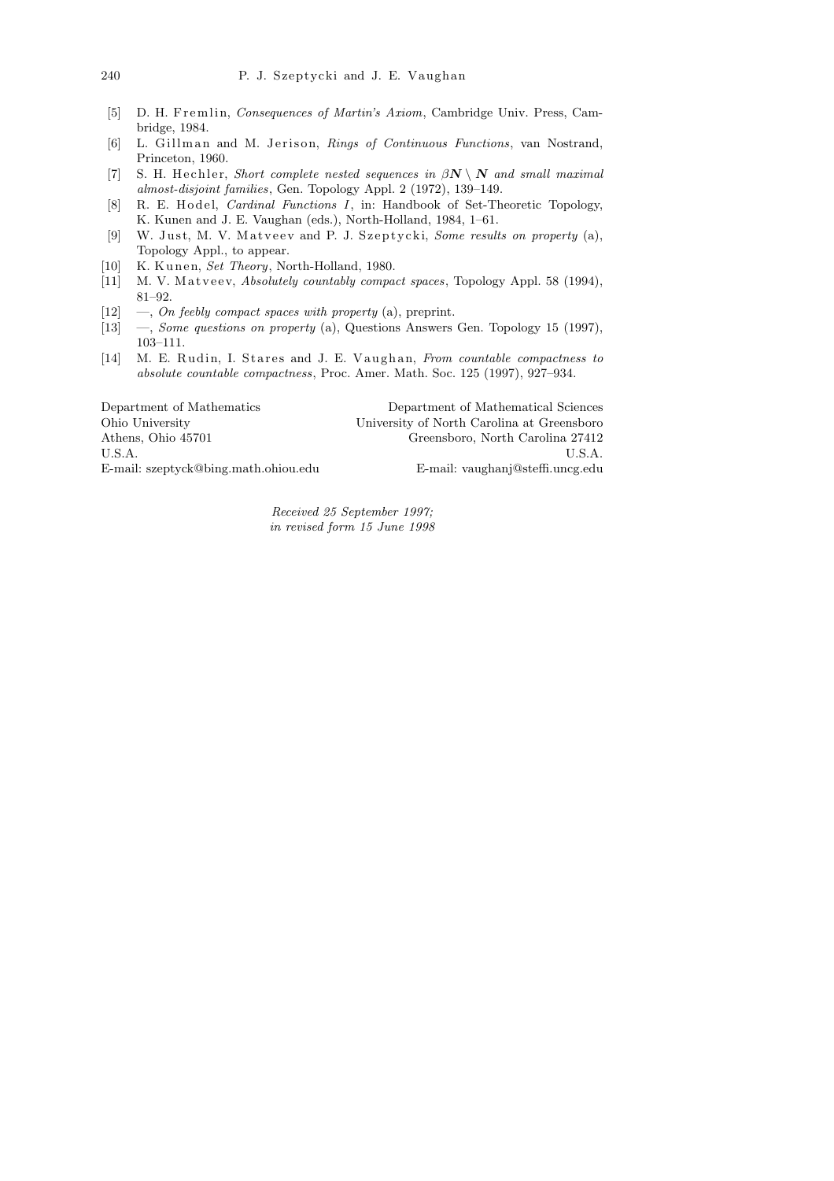[5] D. H. Fremlin, *Consequences of Martin's Axiom*, Cambridge Univ. Press, Cambridge, 1984.

[6] L. Gillman and M. Jerison, *Rings of Continuous Functions*, van Nostrand, Princeton, 1960.

[7] S. H. Hechler, *Short complete nested sequences in $\beta\boldsymbol{N} \setminus \boldsymbol{N}$ and small maximal almost-disjoint families*, Gen. Topology Appl. 2 (1972), 139–149.

[8] R. E. Hodel, *Cardinal Functions I*, in: Handbook of Set-Theoretic Topology, K. Kunen and J. E. Vaughan (eds.), North-Holland, 1984, 1–61.

[9] W. Just, M. V. Matveev and P. J. Szeptycki, *Some results on property* (a), Topology Appl., to appear.

[10] K. Kunen, *Set Theory*, North-Holland, 1980.

[11] M. V. Matveev, *Absolutely countably compact spaces*, Topology Appl. 58 (1994), 81–92.

[12] —, *On feebly compact spaces with property* (a), preprint.

[13] —, *Some questions on property* (a), Questions Answers Gen. Topology 15 (1997), 103–111.

[14] M. E. Rudin, I. Stares and J. E. Vaughan, *From countable compactness to absolute countable compactness*, Proc. Amer. Math. Soc. 125 (1997), 927–934.

Department of Mathematics
Ohio University
Athens, Ohio 45701
U.S.A.
E-mail: szeptyck@bing.math.ohiou.edu

Department of Mathematical Sciences
University of North Carolina at Greensboro
Greensboro, North Carolina 27412
U.S.A.
E-mail: vaughanj@steffi.uncg.edu

*Received 25 September 1997;*
*in revised form 15 June 1998*